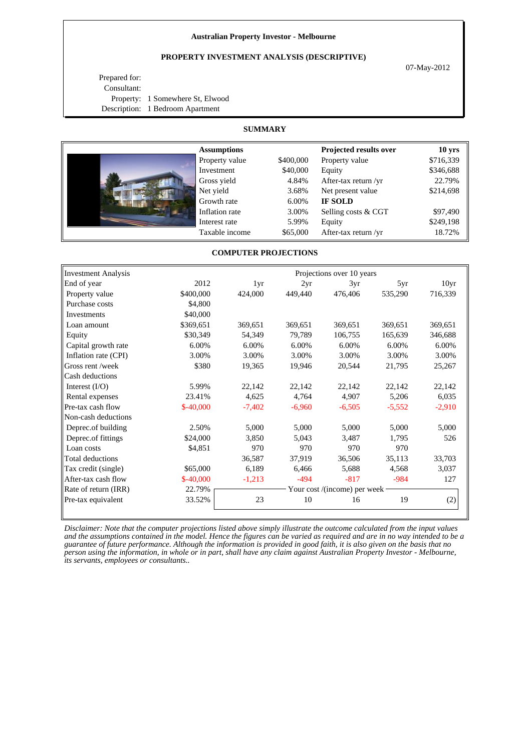**Australian Property Investor - Melbourne**

**PROPERTY INVESTMENT ANALYSIS (DESCRIPTIVE)**

07-May-2012

Prepared for:
Consultant:
Property: 1 Somewhere St, Elwood
Description: 1 Bedroom Apartment

## SUMMARY

| **Assumptions** | | **Projected results over** | **10 yrs** |
|---|---|---|---|
| Property value | $400,000 | Property value | $716,339 |
| Investment | $40,000 | Equity | $346,688 |
| Gross yield | 4.84% | After-tax return /yr | 22.79% |
| Net yield | 3.68% | Net present value | $214,698 |
| Growth rate | 6.00% | **IF SOLD** | |
| Inflation rate | 3.00% | Selling costs & CGT | $97,490 |
| Interest rate | 5.99% | Equity | $249,198 |
| Taxable income | $65,000 | After-tax return /yr | 18.72% |

## COMPUTER PROJECTIONS

| Investment Analysis | | Projections over 10 years | | | | |
|---|---|---|---|---|---|---|
| End of year | 2012 | 1yr | 2yr | 3yr | 5yr | 10yr |
| Property value | $400,000 | 424,000 | 449,440 | 476,406 | 535,290 | 716,339 |
| Purchase costs | $4,800 | | | | | |
| Investments | $40,000 | | | | | |
| Loan amount | $369,651 | 369,651 | 369,651 | 369,651 | 369,651 | 369,651 |
| Equity | $30,349 | 54,349 | 79,789 | 106,755 | 165,639 | 346,688 |
| Capital growth rate | 6.00% | 6.00% | 6.00% | 6.00% | 6.00% | 6.00% |
| Inflation rate (CPI) | 3.00% | 3.00% | 3.00% | 3.00% | 3.00% | 3.00% |
| Gross rent /week | $380 | 19,365 | 19,946 | 20,544 | 21,795 | 25,267 |
| Cash deductions | | | | | | |
| Interest (I/O) | 5.99% | 22,142 | 22,142 | 22,142 | 22,142 | 22,142 |
| Rental expenses | 23.41% | 4,625 | 4,764 | 4,907 | 5,206 | 6,035 |
| Pre-tax cash flow | $-40,000 | -7,402 | -6,960 | -6,505 | -5,552 | -2,910 |
| Non-cash deductions | | | | | | |
| Deprec.of building | 2.50% | 5,000 | 5,000 | 5,000 | 5,000 | 5,000 |
| Deprec.of fittings | $24,000 | 3,850 | 5,043 | 3,487 | 1,795 | 526 |
| Loan costs | $4,851 | 970 | 970 | 970 | 970 | |
| Total deductions | | 36,587 | 37,919 | 36,506 | 35,113 | 33,703 |
| Tax credit (single) | $65,000 | 6,189 | 6,466 | 5,688 | 4,568 | 3,037 |
| After-tax cash flow | $-40,000 | -1,213 | -494 | -817 | -984 | 127 |
| Rate of return (IRR) | 22.79% | Your cost /(income) per week | | | | |
| Pre-tax equivalent | 33.52% | 23 | 10 | 16 | 19 | (2) |

*Disclaimer: Note that the computer projections listed above simply illustrate the outcome calculated from the input values and the assumptions contained in the model. Hence the figures can be varied as required and are in no way intended to be a guarantee of future performance. Although the information is provided in good faith, it is also given on the basis that no person using the information, in whole or in part, shall have any claim against Australian Property Investor - Melbourne, its servants, employees or consultants..*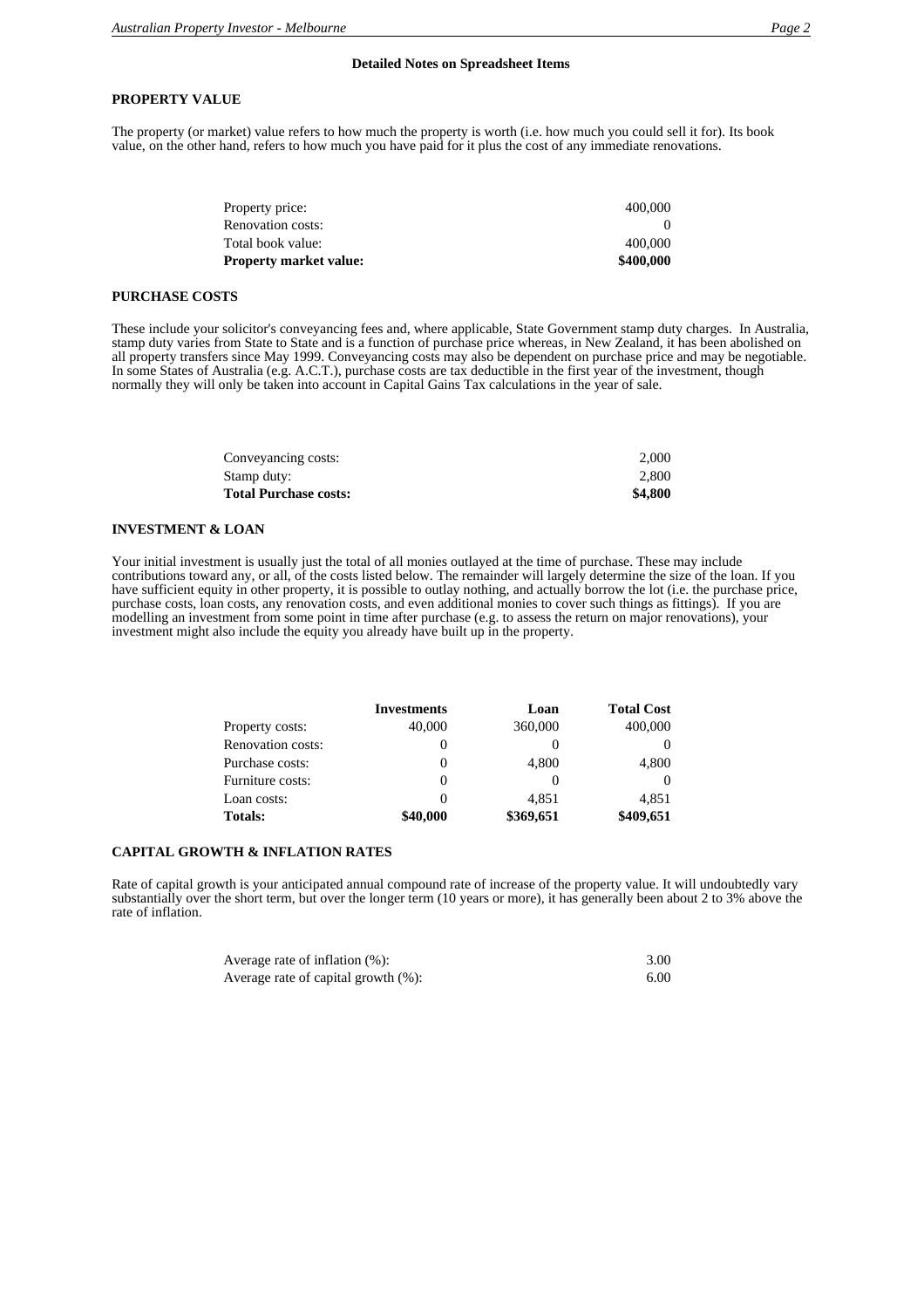**Detailed Notes on Spreadsheet Items**

## PROPERTY VALUE

The property (or market) value refers to how much the property is worth (i.e. how much you could sell it for). Its book value, on the other hand, refers to how much you have paid for it plus the cost of any immediate renovations.

| | |
|---|---|
| Property price: | 400,000 |
| Renovation costs: | 0 |
| Total book value: | 400,000 |
| **Property market value:** | **$400,000** |

## PURCHASE COSTS

These include your solicitor's conveyancing fees and, where applicable, State Government stamp duty charges. In Australia, stamp duty varies from State to State and is a function of purchase price whereas, in New Zealand, it has been abolished on all property transfers since May 1999. Conveyancing costs may also be dependent on purchase price and may be negotiable. In some States of Australia (e.g. A.C.T.), purchase costs are tax deductible in the first year of the investment, though normally they will only be taken into account in Capital Gains Tax calculations in the year of sale.

| | |
|---|---|
| Conveyancing costs: | 2,000 |
| Stamp duty: | 2,800 |
| **Total Purchase costs:** | **$4,800** |

## INVESTMENT & LOAN

Your initial investment is usually just the total of all monies outlayed at the time of purchase. These may include contributions toward any, or all, of the costs listed below. The remainder will largely determine the size of the loan. If you have sufficient equity in other property, it is possible to outlay nothing, and actually borrow the lot (i.e. the purchase price, purchase costs, loan costs, any renovation costs, and even additional monies to cover such things as fittings). If you are modelling an investment from some point in time after purchase (e.g. to assess the return on major renovations), your investment might also include the equity you already have built up in the property.

| | Investments | Loan | Total Cost |
|---|---|---|---|
| Property costs: | 40,000 | 360,000 | 400,000 |
| Renovation costs: | 0 | 0 | 0 |
| Purchase costs: | 0 | 4,800 | 4,800 |
| Furniture costs: | 0 | 0 | 0 |
| Loan costs: | 0 | 4,851 | 4,851 |
| **Totals:** | **$40,000** | **$369,651** | **$409,651** |

## CAPITAL GROWTH & INFLATION RATES

Rate of capital growth is your anticipated annual compound rate of increase of the property value. It will undoubtedly vary substantially over the short term, but over the longer term (10 years or more), it has generally been about 2 to 3% above the rate of inflation.

| | |
|---|---|
| Average rate of inflation (%): | 3.00 |
| Average rate of capital growth (%): | 6.00 |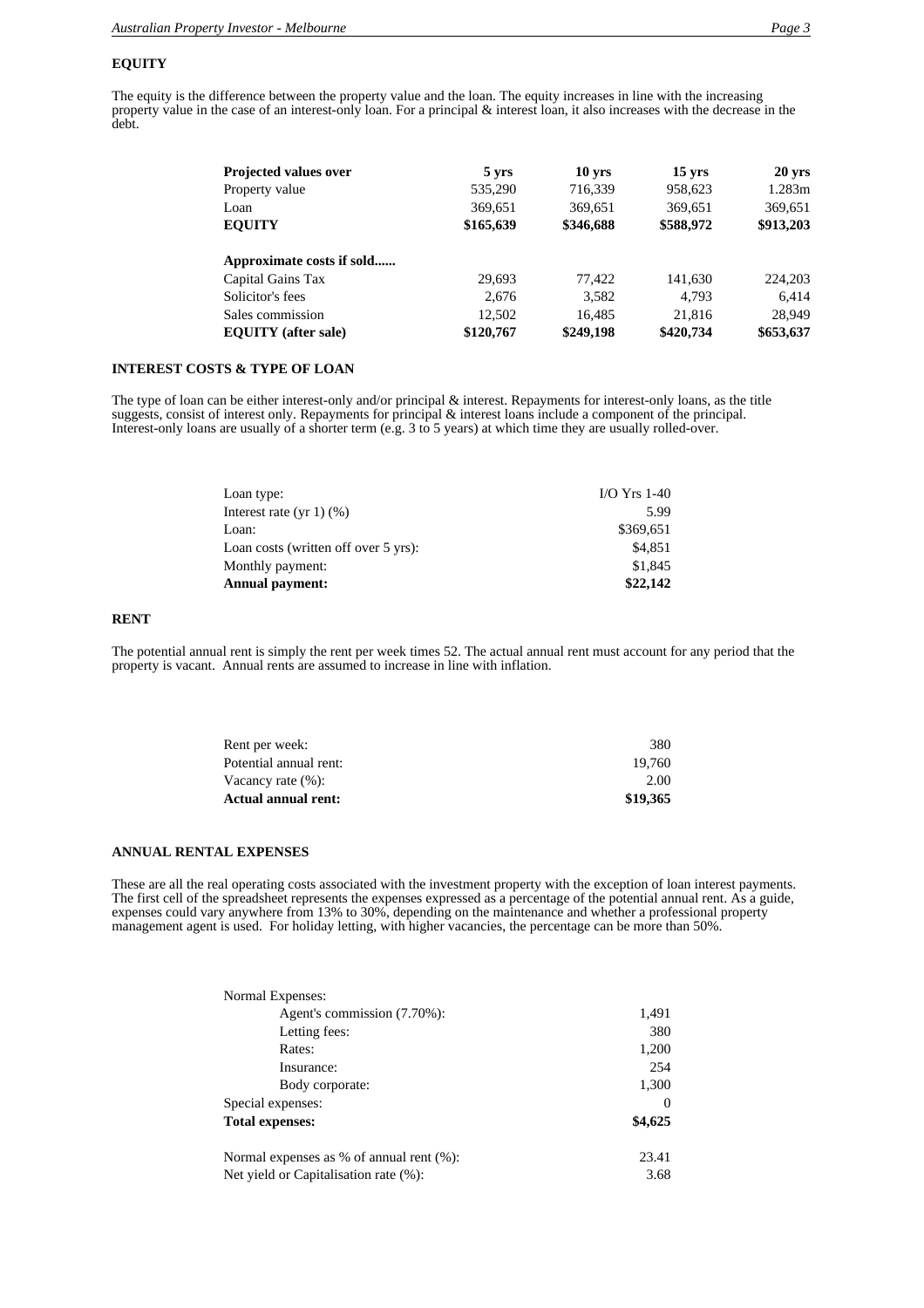## EQUITY

The equity is the difference between the property value and the loan. The equity increases in line with the increasing property value in the case of an interest-only loan. For a principal & interest loan, it also increases with the decrease in the debt.

| **Projected values over** | **5 yrs** | **10 yrs** | **15 yrs** | **20 yrs** |
|---|---|---|---|---|
| Property value | 535,290 | 716,339 | 958,623 | 1.283m |
| Loan | 369,651 | 369,651 | 369,651 | 369,651 |
| **EQUITY** | **$165,639** | **$346,688** | **$588,972** | **$913,203** |
| | | | | |
| **Approximate costs if sold......** | | | | |
| Capital Gains Tax | 29,693 | 77,422 | 141,630 | 224,203 |
| Solicitor's fees | 2,676 | 3,582 | 4,793 | 6,414 |
| Sales commission | 12,502 | 16,485 | 21,816 | 28,949 |
| **EQUITY (after sale)** | **$120,767** | **$249,198** | **$420,734** | **$653,637** |

## INTEREST COSTS & TYPE OF LOAN

The type of loan can be either interest-only and/or principal & interest. Repayments for interest-only loans, as the title suggests, consist of interest only. Repayments for principal & interest loans include a component of the principal. Interest-only loans are usually of a shorter term (e.g. 3 to 5 years) at which time they are usually rolled-over.

| | |
|---|---|
| Loan type: | I/O Yrs 1-40 |
| Interest rate (yr 1) (%) | 5.99 |
| Loan: | $369,651 |
| Loan costs (written off over 5 yrs): | $4,851 |
| Monthly payment: | $1,845 |
| **Annual payment:** | **$22,142** |

## RENT

The potential annual rent is simply the rent per week times 52. The actual annual rent must account for any period that the property is vacant. Annual rents are assumed to increase in line with inflation.

| | |
|---|---|
| Rent per week: | 380 |
| Potential annual rent: | 19,760 |
| Vacancy rate (%): | 2.00 |
| **Actual annual rent:** | **$19,365** |

## ANNUAL RENTAL EXPENSES

These are all the real operating costs associated with the investment property with the exception of loan interest payments. The first cell of the spreadsheet represents the expenses expressed as a percentage of the potential annual rent. As a guide, expenses could vary anywhere from 13% to 30%, depending on the maintenance and whether a professional property management agent is used. For holiday letting, with higher vacancies, the percentage can be more than 50%.

| | |
|---|---|
| Normal Expenses: | |
| Agent's commission (7.70%): | 1,491 |
| Letting fees: | 380 |
| Rates: | 1,200 |
| Insurance: | 254 |
| Body corporate: | 1,300 |
| Special expenses: | 0 |
| **Total expenses:** | **$4,625** |
| | |
| Normal expenses as % of annual rent (%): | 23.41 |
| Net yield or Capitalisation rate (%): | 3.68 |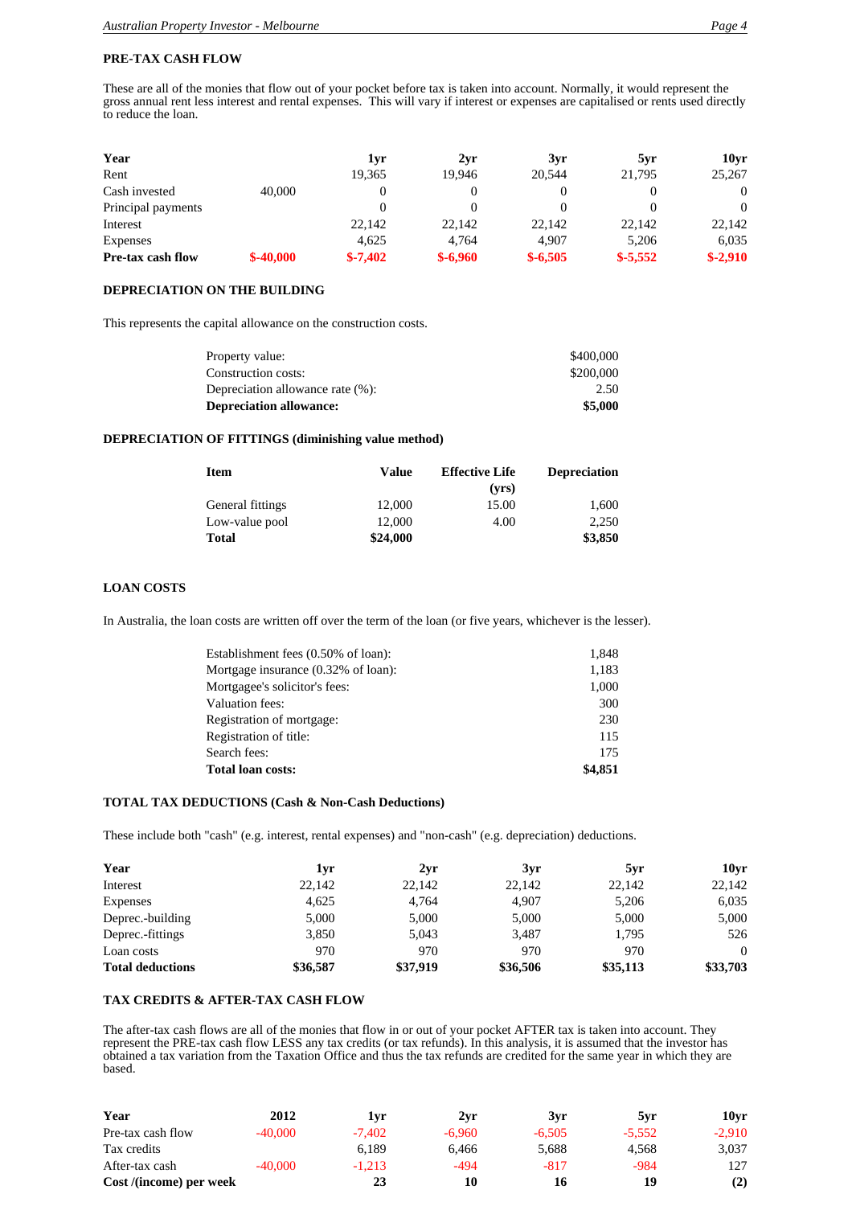## PRE-TAX CASH FLOW

These are all of the monies that flow out of your pocket before tax is taken into account. Normally, it would represent the gross annual rent less interest and rental expenses. This will vary if interest or expenses are capitalised or rents used directly to reduce the loan.

| Year | | 1yr | 2yr | 3yr | 5yr | 10yr |
|---|---|---|---|---|---|---|
| Rent | | 19,365 | 19,946 | 20,544 | 21,795 | 25,267 |
| Cash invested | 40,000 | 0 | 0 | 0 | 0 | 0 |
| Principal payments | | 0 | 0 | 0 | 0 | 0 |
| Interest | | 22,142 | 22,142 | 22,142 | 22,142 | 22,142 |
| Expenses | | 4,625 | 4,764 | 4,907 | 5,206 | 6,035 |
| **Pre-tax cash flow** | **$-40,000** | **$-7,402** | **$-6,960** | **$-6,505** | **$-5,552** | **$-2,910** |

## DEPRECIATION ON THE BUILDING

This represents the capital allowance on the construction costs.

| | |
|---|---|
| Property value: | $400,000 |
| Construction costs: | $200,000 |
| Depreciation allowance rate (%): | 2.50 |
| **Depreciation allowance:** | **$5,000** |

## DEPRECIATION OF FITTINGS (diminishing value method)

| Item | Value | Effective Life (yrs) | Depreciation |
|---|---|---|---|
| General fittings | 12,000 | 15.00 | 1,600 |
| Low-value pool | 12,000 | 4.00 | 2,250 |
| **Total** | **$24,000** | | **$3,850** |

## LOAN COSTS

In Australia, the loan costs are written off over the term of the loan (or five years, whichever is the lesser).

| | |
|---|---|
| Establishment fees (0.50% of loan): | 1,848 |
| Mortgage insurance (0.32% of loan): | 1,183 |
| Mortgagee's solicitor's fees: | 1,000 |
| Valuation fees: | 300 |
| Registration of mortgage: | 230 |
| Registration of title: | 115 |
| Search fees: | 175 |
| **Total loan costs:** | **$4,851** |

## TOTAL TAX DEDUCTIONS (Cash & Non-Cash Deductions)

These include both "cash" (e.g. interest, rental expenses) and "non-cash" (e.g. depreciation) deductions.

| Year | 1yr | 2yr | 3yr | 5yr | 10yr |
|---|---|---|---|---|---|
| Interest | 22,142 | 22,142 | 22,142 | 22,142 | 22,142 |
| Expenses | 4,625 | 4,764 | 4,907 | 5,206 | 6,035 |
| Deprec.-building | 5,000 | 5,000 | 5,000 | 5,000 | 5,000 |
| Deprec.-fittings | 3,850 | 5,043 | 3,487 | 1,795 | 526 |
| Loan costs | 970 | 970 | 970 | 970 | 0 |
| **Total deductions** | **$36,587** | **$37,919** | **$36,506** | **$35,113** | **$33,703** |

## TAX CREDITS & AFTER-TAX CASH FLOW

The after-tax cash flows are all of the monies that flow in or out of your pocket AFTER tax is taken into account. They represent the PRE-tax cash flow LESS any tax credits (or tax refunds). In this analysis, it is assumed that the investor has obtained a tax variation from the Taxation Office and thus the tax refunds are credited for the same year in which they are based.

| Year | 2012 | 1yr | 2yr | 3yr | 5yr | 10yr |
|---|---|---|---|---|---|---|
| Pre-tax cash flow | -40,000 | -7,402 | -6,960 | -6,505 | -5,552 | -2,910 |
| Tax credits | | 6,189 | 6,466 | 5,688 | 4,568 | 3,037 |
| After-tax cash | -40,000 | -1,213 | -494 | -817 | -984 | 127 |
| **Cost /(income) per week** | | **23** | **10** | **16** | **19** | **(2)** |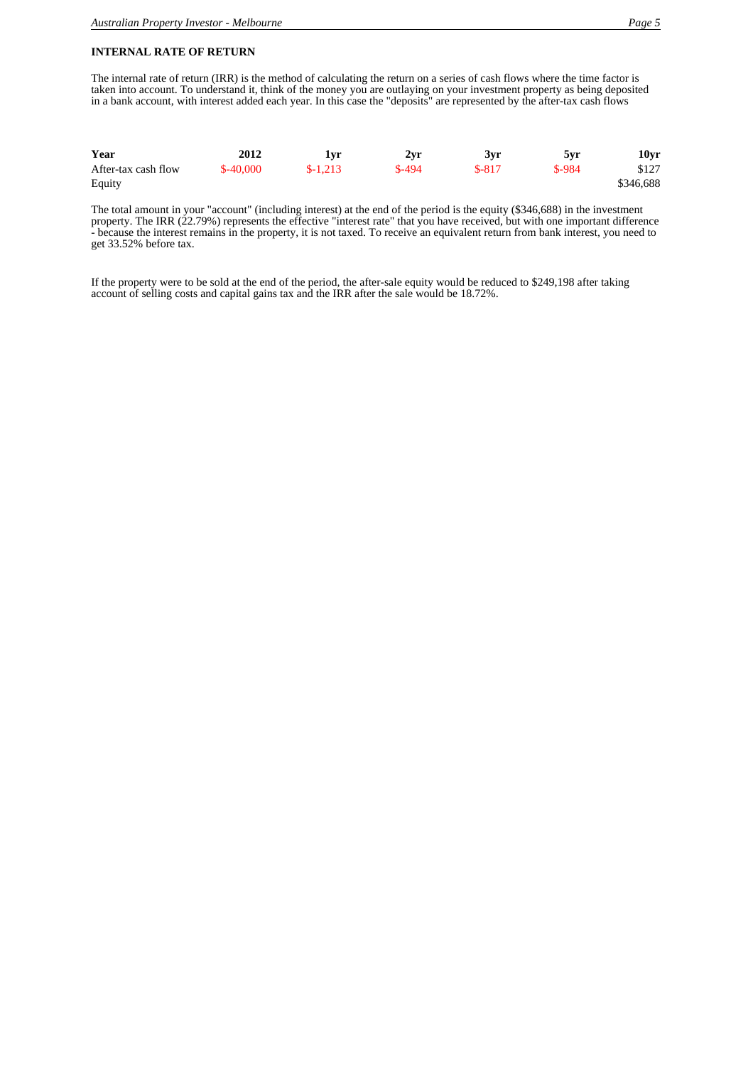## INTERNAL RATE OF RETURN

The internal rate of return (IRR) is the method of calculating the return on a series of cash flows where the time factor is taken into account. To understand it, think of the money you are outlaying on your investment property as being deposited in a bank account, with interest added each year. In this case the "deposits" are represented by the after-tax cash flows

| Year | 2012 | 1yr | 2yr | 3yr | 5yr | 10yr |
|---|---|---|---|---|---|---|
| After-tax cash flow | $-40,000 | $-1,213 | $-494 | $-817 | $-984 | $127 |
| Equity | | | | | | $346,688 |

The total amount in your "account" (including interest) at the end of the period is the equity ($346,688) in the investment property. The IRR (22.79%) represents the effective "interest rate" that you have received, but with one important difference - because the interest remains in the property, it is not taxed. To receive an equivalent return from bank interest, you need to get 33.52% before tax.

If the property were to be sold at the end of the period, the after-sale equity would be reduced to $249,198 after taking account of selling costs and capital gains tax and the IRR after the sale would be 18.72%.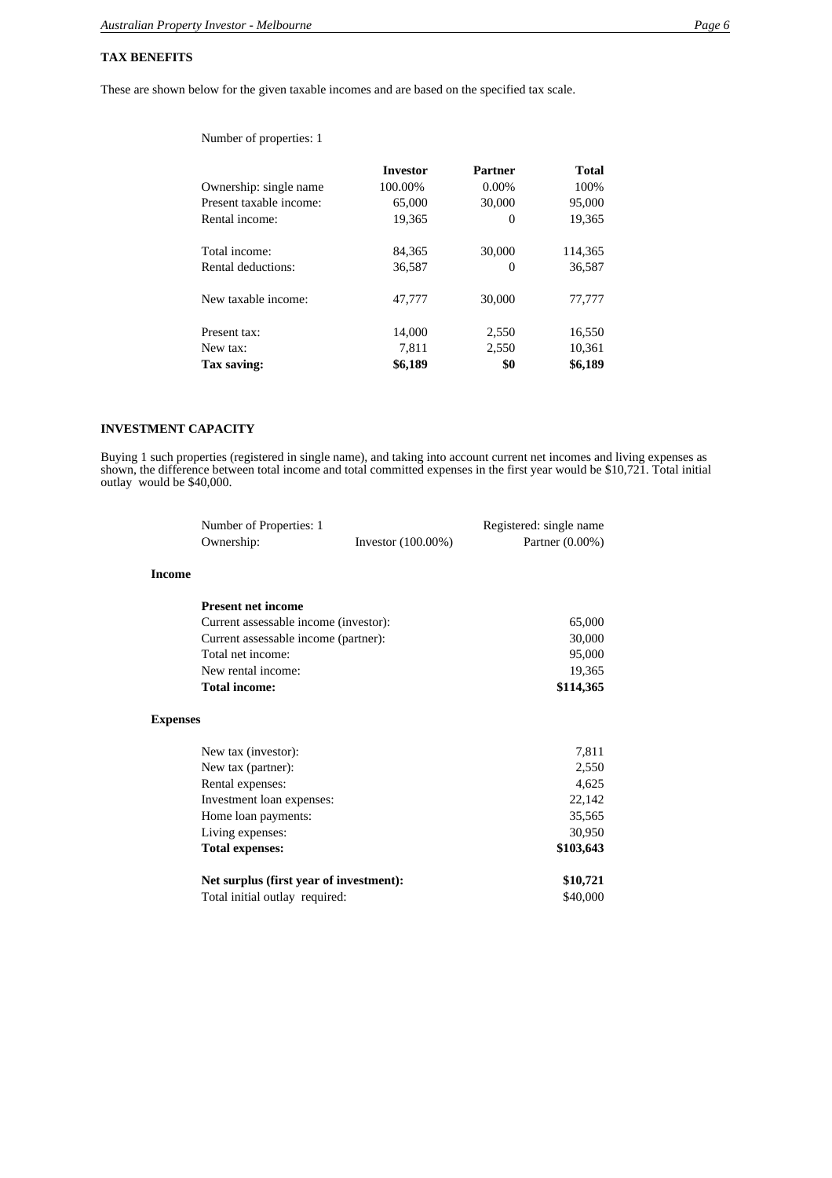## TAX BENEFITS

These are shown below for the given taxable incomes and are based on the specified tax scale.

Number of properties: 1

| | Investor | Partner | Total |
|---|---|---|---|
| Ownership: single name | 100.00% | 0.00% | 100% |
| Present taxable income: | 65,000 | 30,000 | 95,000 |
| Rental income: | 19,365 | 0 | 19,365 |
| Total income: | 84,365 | 30,000 | 114,365 |
| Rental deductions: | 36,587 | 0 | 36,587 |
| New taxable income: | 47,777 | 30,000 | 77,777 |
| Present tax: | 14,000 | 2,550 | 16,550 |
| New tax: | 7,811 | 2,550 | 10,361 |
| **Tax saving:** | **$6,189** | **$0** | **$6,189** |

## INVESTMENT CAPACITY

Buying 1 such properties (registered in single name), and taking into account current net incomes and living expenses as shown, the difference between total income and total committed expenses in the first year would be $10,721. Total initial outlay would be $40,000.

| | | |
|---|---|---|
| Number of Properties: 1 | | Registered: single name |
| Ownership: | Investor (100.00%) | Partner (0.00%) |

**Income**

| | |
|---|---|
| **Present net income** | |
| Current assessable income (investor): | 65,000 |
| Current assessable income (partner): | 30,000 |
| Total net income: | 95,000 |
| New rental income: | 19,365 |
| **Total income:** | **$114,365** |

**Expenses**

| | |
|---|---|
| New tax (investor): | 7,811 |
| New tax (partner): | 2,550 |
| Rental expenses: | 4,625 |
| Investment loan expenses: | 22,142 |
| Home loan payments: | 35,565 |
| Living expenses: | 30,950 |
| **Total expenses:** | **$103,643** |
| **Net surplus (first year of investment):** | **$10,721** |
| Total initial outlay required: | $40,000 |